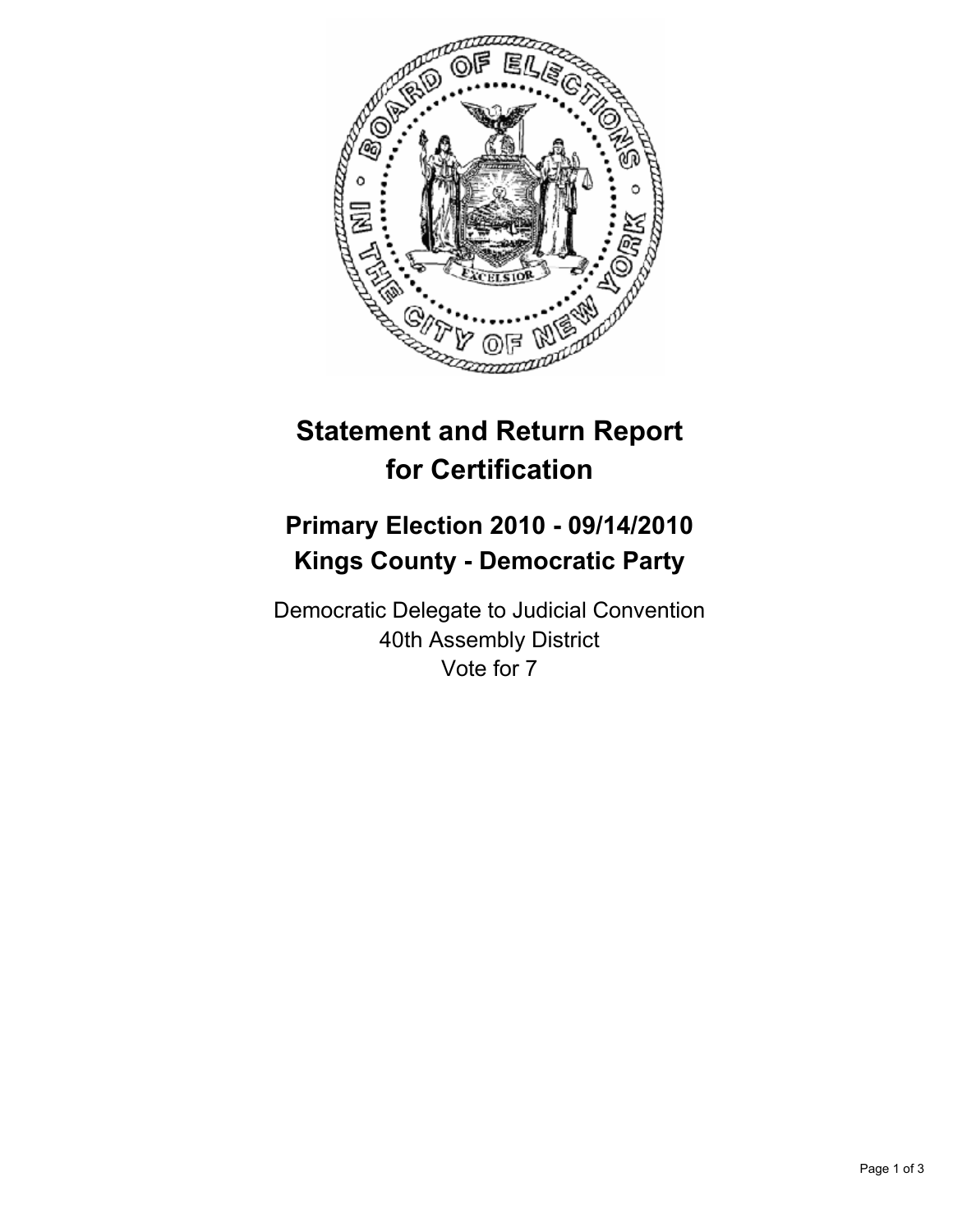# Statement and Return Report for Certification

## Primary Election 2010 - 09/14/2010
## Kings County - Democratic Party

Democratic Delegate to Judicial Convention
40th Assembly District
Vote for 7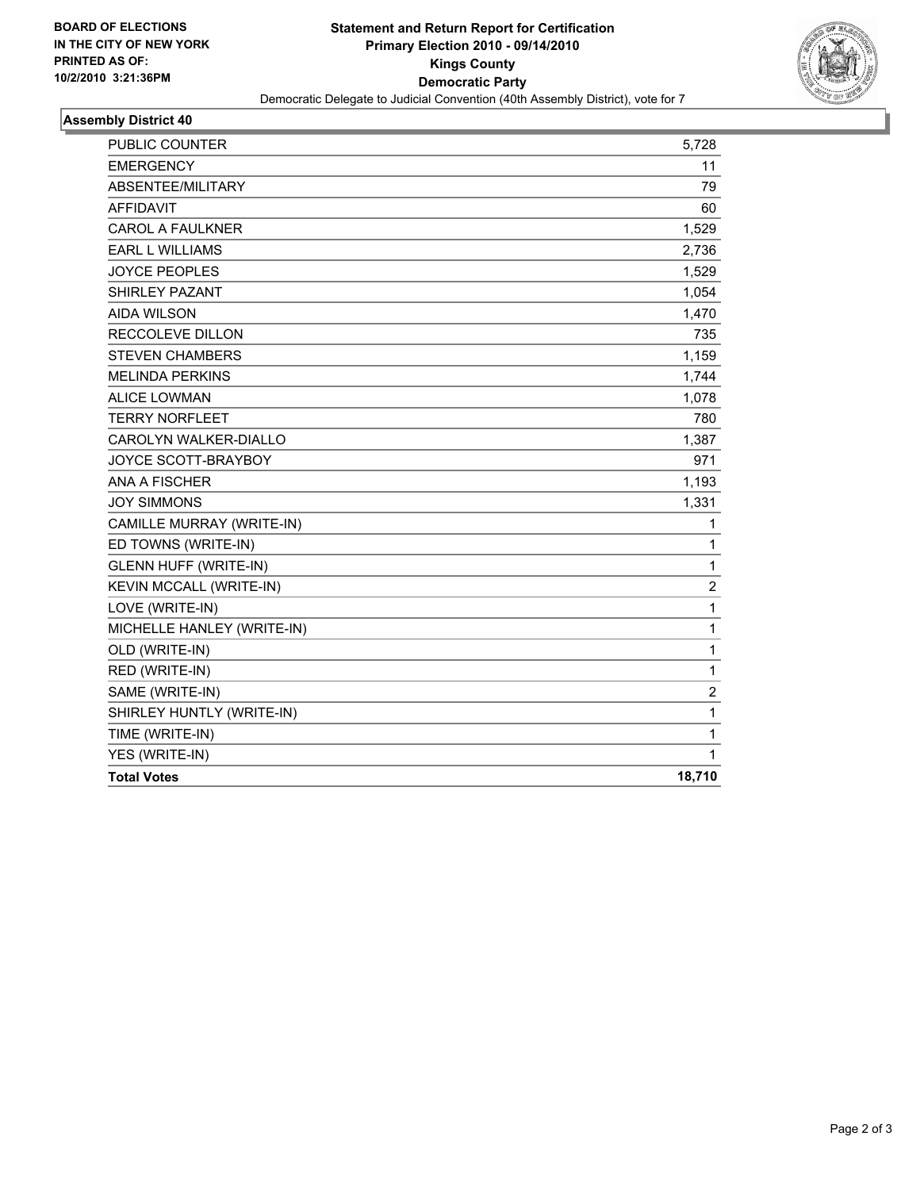**BOARD OF ELECTIONS IN THE CITY OF NEW YORK PRINTED AS OF: 10/2/2010 3:21:36PM**

# Statement and Return Report for Certification
## Primary Election 2010 - 09/14/2010
## Kings County
## Democratic Party

Democratic Delegate to Judicial Convention (40th Assembly District), vote for 7

### Assembly District 40

| | |
|---|---:|
| PUBLIC COUNTER | 5,728 |
| EMERGENCY | 11 |
| ABSENTEE/MILITARY | 79 |
| AFFIDAVIT | 60 |
| CAROL A FAULKNER | 1,529 |
| EARL L WILLIAMS | 2,736 |
| JOYCE PEOPLES | 1,529 |
| SHIRLEY PAZANT | 1,054 |
| AIDA WILSON | 1,470 |
| RECCOLEVE DILLON | 735 |
| STEVEN CHAMBERS | 1,159 |
| MELINDA PERKINS | 1,744 |
| ALICE LOWMAN | 1,078 |
| TERRY NORFLEET | 780 |
| CAROLYN WALKER-DIALLO | 1,387 |
| JOYCE SCOTT-BRAYBOY | 971 |
| ANA A FISCHER | 1,193 |
| JOY SIMMONS | 1,331 |
| CAMILLE MURRAY (WRITE-IN) | 1 |
| ED TOWNS (WRITE-IN) | 1 |
| GLENN HUFF (WRITE-IN) | 1 |
| KEVIN MCCALL (WRITE-IN) | 2 |
| LOVE (WRITE-IN) | 1 |
| MICHELLE HANLEY (WRITE-IN) | 1 |
| OLD (WRITE-IN) | 1 |
| RED (WRITE-IN) | 1 |
| SAME (WRITE-IN) | 2 |
| SHIRLEY HUNTLY (WRITE-IN) | 1 |
| TIME (WRITE-IN) | 1 |
| YES (WRITE-IN) | 1 |
| **Total Votes** | **18,710** |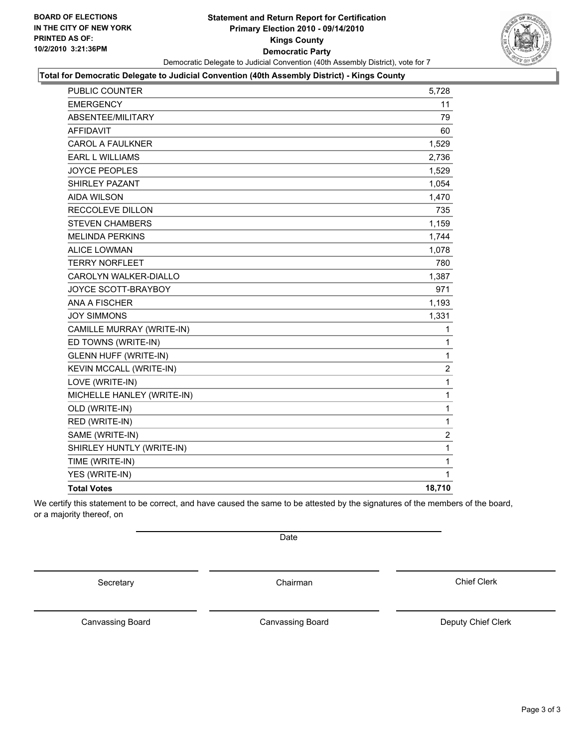**BOARD OF ELECTIONS IN THE CITY OF NEW YORK PRINTED AS OF: 10/2/2010 3:21:36PM**

# Statement and Return Report for Certification
## Primary Election 2010 - 09/14/2010
## Kings County
## Democratic Party

Democratic Delegate to Judicial Convention (40th Assembly District), vote for 7

**Total for Democratic Delegate to Judicial Convention (40th Assembly District) - Kings County**

| | |
|---|---|
| PUBLIC COUNTER | 5,728 |
| EMERGENCY | 11 |
| ABSENTEE/MILITARY | 79 |
| AFFIDAVIT | 60 |
| CAROL A FAULKNER | 1,529 |
| EARL L WILLIAMS | 2,736 |
| JOYCE PEOPLES | 1,529 |
| SHIRLEY PAZANT | 1,054 |
| AIDA WILSON | 1,470 |
| RECCOLEVE DILLON | 735 |
| STEVEN CHAMBERS | 1,159 |
| MELINDA PERKINS | 1,744 |
| ALICE LOWMAN | 1,078 |
| TERRY NORFLEET | 780 |
| CAROLYN WALKER-DIALLO | 1,387 |
| JOYCE SCOTT-BRAYBOY | 971 |
| ANA A FISCHER | 1,193 |
| JOY SIMMONS | 1,331 |
| CAMILLE MURRAY (WRITE-IN) | 1 |
| ED TOWNS (WRITE-IN) | 1 |
| GLENN HUFF (WRITE-IN) | 1 |
| KEVIN MCCALL (WRITE-IN) | 2 |
| LOVE (WRITE-IN) | 1 |
| MICHELLE HANLEY (WRITE-IN) | 1 |
| OLD (WRITE-IN) | 1 |
| RED (WRITE-IN) | 1 |
| SAME (WRITE-IN) | 2 |
| SHIRLEY HUNTLY (WRITE-IN) | 1 |
| TIME (WRITE-IN) | 1 |
| YES (WRITE-IN) | 1 |
| **Total Votes** | **18,710** |

We certify this statement to be correct, and have caused the same to be attested by the signatures of the members of the board, or a majority thereof, on

Date

Secretary | Chairman | Chief Clerk

Canvassing Board | Canvassing Board | Deputy Chief Clerk